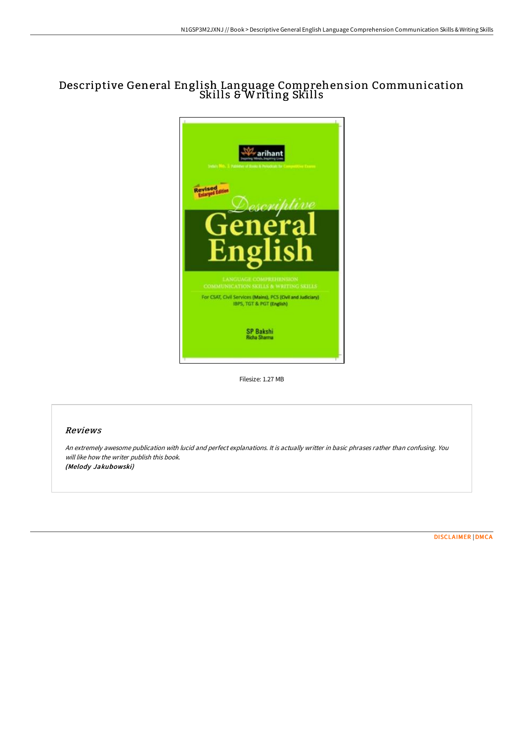# Descriptive General English Language Comprehension Communication Skills & Writing Skills

Filesize: 1.27 MB

## Reviews

*An extremely awesome publication with lucid and perfect explanations. It is actually writter in basic phrases rather than confusing. You will like how the writer publish this book.*
***(Melody Jakubowski)***

DISCLAIMER | DMCA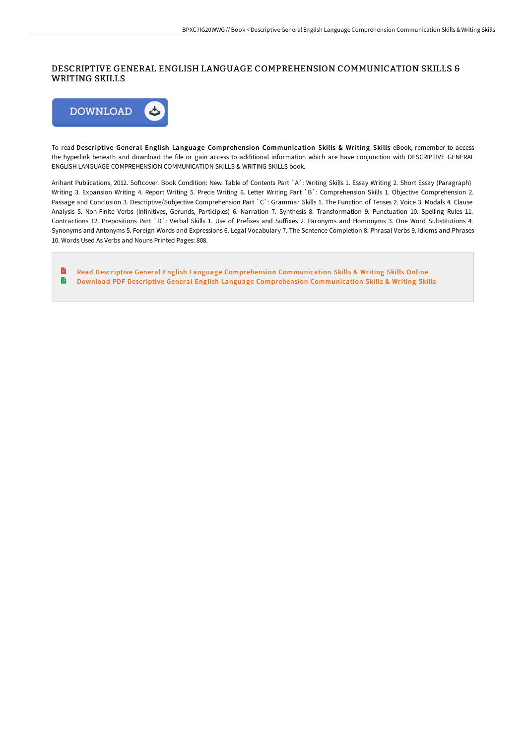# DESCRIPTIVE GENERAL ENGLISH LANGUAGE COMPREHENSION COMMUNICATION SKILLS & WRITING SKILLS

DOWNLOAD

To read **Descriptive General English Language Comprehension Communication Skills & Writing Skills** eBook, remember to access the hyperlink beneath and download the file or gain access to additional information which are have conjunction with DESCRIPTIVE GENERAL ENGLISH LANGUAGE COMPREHENSION COMMUNICATION SKILLS & WRITING SKILLS book.

Arihant Publications, 2012. Softcover. Book Condition: New. Table of Contents Part `A`: Writing Skills 1. Essay Writing 2. Short Essay (Paragraph) Writing 3. Expansion Writing 4. Report Writing 5. Precis Writing 6. Letter Writing Part `B`: Comprehension Skills 1. Objective Comprehension 2. Passage and Conclusion 3. Descriptive/Subjective Comprehension Part `C`: Grammar Skills 1. The Function of Tenses 2. Voice 3. Modals 4. Clause Analysis 5. Non-Finite Verbs (Infinitives, Gerunds, Participles) 6. Narration 7. Synthesis 8. Transformation 9. Punctuation 10. Spelling Rules 11. Contractions 12. Prepositions Part `D`: Verbal Skills 1. Use of Prefixes and Suffixes 2. Paronyms and Homonyms 3. One Word Substitutions 4. Synonyms and Antonyms 5. Foreign Words and Expressions 6. Legal Vocabulary 7. The Sentence Completion 8. Phrasal Verbs 9. Idioms and Phrases 10. Words Used As Verbs and Nouns Printed Pages: 808.

- Read Descriptive General English Language Comprehension Communication Skills & Writing Skills Online
- Download PDF Descriptive General English Language Comprehension Communication Skills & Writing Skills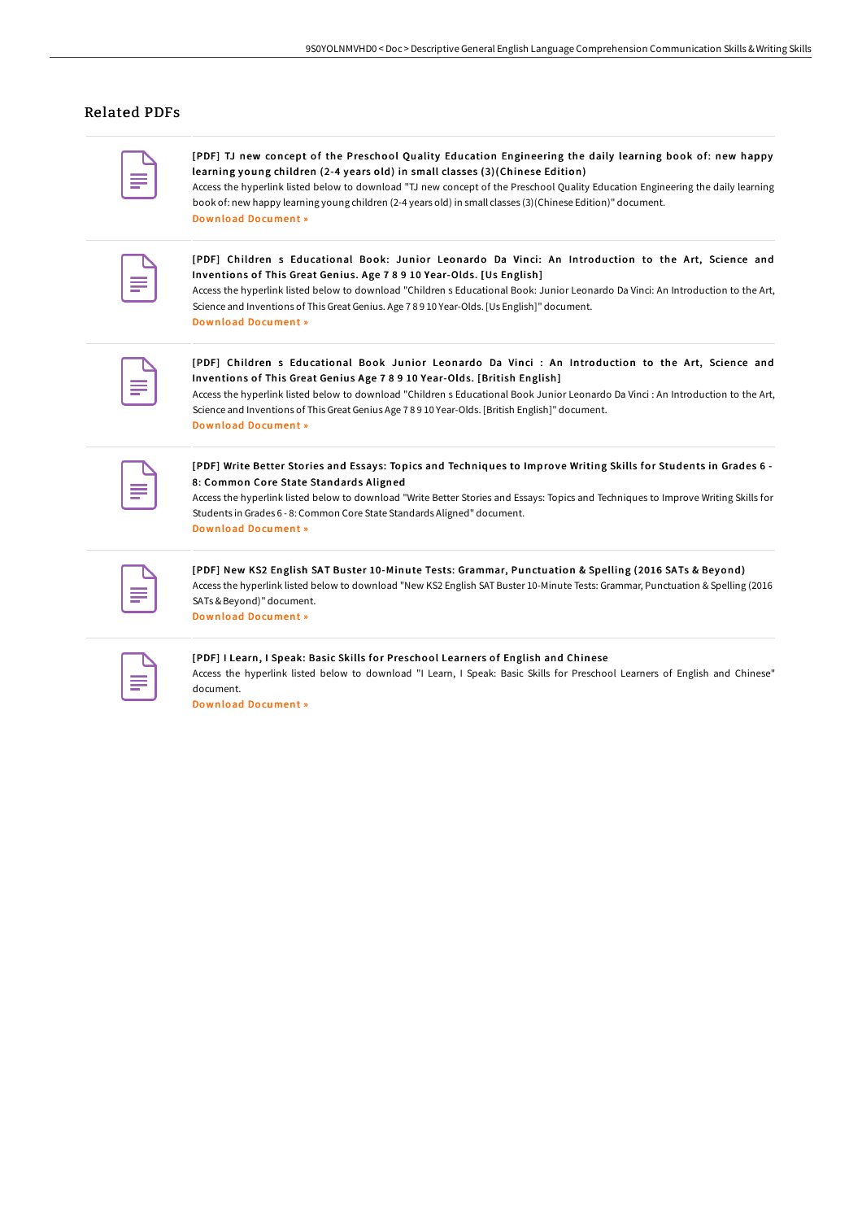## Related PDFs

[PDF] TJ new concept of the Preschool Quality Education Engineering the daily learning book of: new happy learning young children (2-4 years old) in small classes (3)(Chinese Edition)

Access the hyperlink listed below to download "TJ new concept of the Preschool Quality Education Engineering the daily learning book of: new happy learning young children (2-4 years old) in small classes (3)(Chinese Edition)" document.

Download Document »

[PDF] Children s Educational Book: Junior Leonardo Da Vinci: An Introduction to the Art, Science and Inventions of This Great Genius. Age 7 8 9 10 Year-Olds. [Us English]

Access the hyperlink listed below to download "Children s Educational Book: Junior Leonardo Da Vinci: An Introduction to the Art, Science and Inventions of This Great Genius. Age 7 8 9 10 Year-Olds. [Us English]" document.

Download Document »

[PDF] Children s Educational Book Junior Leonardo Da Vinci : An Introduction to the Art, Science and Inventions of This Great Genius Age 7 8 9 10 Year-Olds. [British English]

Access the hyperlink listed below to download "Children s Educational Book Junior Leonardo Da Vinci : An Introduction to the Art, Science and Inventions of This Great Genius Age 7 8 9 10 Year-Olds. [British English]" document.

Download Document »

[PDF] Write Better Stories and Essays: Topics and Techniques to Improve Writing Skills for Students in Grades 6 - 8: Common Core State Standards Aligned

Access the hyperlink listed below to download "Write Better Stories and Essays: Topics and Techniques to Improve Writing Skills for Students in Grades 6 - 8: Common Core State Standards Aligned" document.

Download Document »

[PDF] New KS2 English SAT Buster 10-Minute Tests: Grammar, Punctuation & Spelling (2016 SATs & Beyond)

Access the hyperlink listed below to download "New KS2 English SAT Buster 10-Minute Tests: Grammar, Punctuation & Spelling (2016 SATs & Beyond)" document.

Download Document »

[PDF] I Learn, I Speak: Basic Skills for Preschool Learners of English and Chinese

Access the hyperlink listed below to download "I Learn, I Speak: Basic Skills for Preschool Learners of English and Chinese" document.

Download Document »